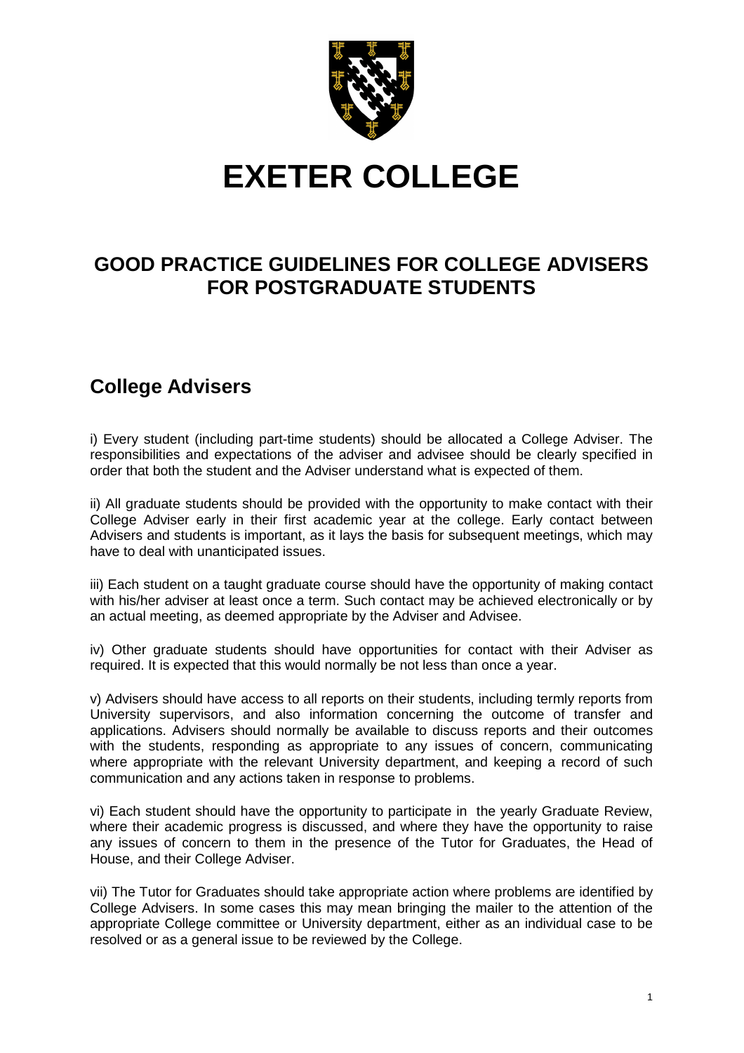# EXETER COLLEGE

## GOOD PRACTICE GUIDELINES FOR COLLEGE ADVISERS FOR POSTGRADUATE STUDENTS

## College Advisers

i) Every student (including part-time students) should be allocated a College Adviser. The responsibilities and expectations of the adviser and advisee should be clearly specified in order that both the student and the Adviser understand what is expected of them.

ii) All graduate students should be provided with the opportunity to make contact with their College Adviser early in their first academic year at the college. Early contact between Advisers and students is important, as it lays the basis for subsequent meetings, which may have to deal with unanticipated issues.

iii) Each student on a taught graduate course should have the opportunity of making contact with his/her adviser at least once a term. Such contact may be achieved electronically or by an actual meeting, as deemed appropriate by the Adviser and Advisee.

iv) Other graduate students should have opportunities for contact with their Adviser as required. It is expected that this would normally be not less than once a year.

v) Advisers should have access to all reports on their students, including termly reports from University supervisors, and also information concerning the outcome of transfer and applications. Advisers should normally be available to discuss reports and their outcomes with the students, responding as appropriate to any issues of concern, communicating where appropriate with the relevant University department, and keeping a record of such communication and any actions taken in response to problems.

vi) Each student should have the opportunity to participate in the yearly Graduate Review, where their academic progress is discussed, and where they have the opportunity to raise any issues of concern to them in the presence of the Tutor for Graduates, the Head of House, and their College Adviser.

vii) The Tutor for Graduates should take appropriate action where problems are identified by College Advisers. In some cases this may mean bringing the mailer to the attention of the appropriate College committee or University department, either as an individual case to be resolved or as a general issue to be reviewed by the College.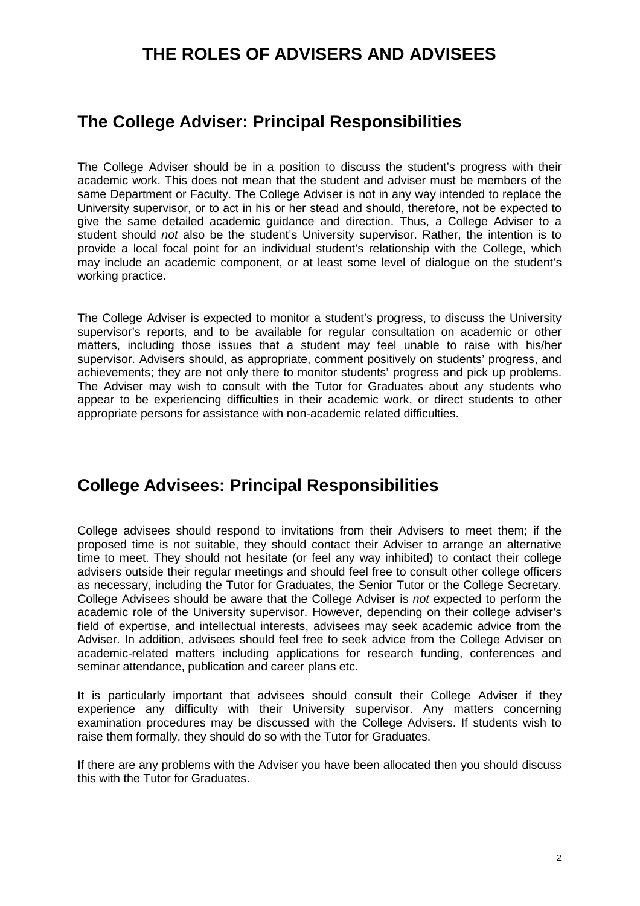# THE ROLES OF ADVISERS AND ADVISEES

## The College Adviser: Principal Responsibilities

The College Adviser should be in a position to discuss the student's progress with their academic work. This does not mean that the student and adviser must be members of the same Department or Faculty. The College Adviser is not in any way intended to replace the University supervisor, or to act in his or her stead and should, therefore, not be expected to give the same detailed academic guidance and direction. Thus, a College Adviser to a student should *not* also be the student's University supervisor. Rather, the intention is to provide a local focal point for an individual student's relationship with the College, which may include an academic component, or at least some level of dialogue on the student's working practice.

The College Adviser is expected to monitor a student's progress, to discuss the University supervisor's reports, and to be available for regular consultation on academic or other matters, including those issues that a student may feel unable to raise with his/her supervisor. Advisers should, as appropriate, comment positively on students' progress, and achievements; they are not only there to monitor students' progress and pick up problems. The Adviser may wish to consult with the Tutor for Graduates about any students who appear to be experiencing difficulties in their academic work, or direct students to other appropriate persons for assistance with non-academic related difficulties.

## College Advisees: Principal Responsibilities

College advisees should respond to invitations from their Advisers to meet them; if the proposed time is not suitable, they should contact their Adviser to arrange an alternative time to meet. They should not hesitate (or feel any way inhibited) to contact their college advisers outside their regular meetings and should feel free to consult other college officers as necessary, including the Tutor for Graduates, the Senior Tutor or the College Secretary. College Advisees should be aware that the College Adviser is *not* expected to perform the academic role of the University supervisor. However, depending on their college adviser's field of expertise, and intellectual interests, advisees may seek academic advice from the Adviser. In addition, advisees should feel free to seek advice from the College Adviser on academic-related matters including applications for research funding, conferences and seminar attendance, publication and career plans etc.

It is particularly important that advisees should consult their College Adviser if they experience any difficulty with their University supervisor. Any matters concerning examination procedures may be discussed with the College Advisers. If students wish to raise them formally, they should do so with the Tutor for Graduates.

If there are any problems with the Adviser you have been allocated then you should discuss this with the Tutor for Graduates.